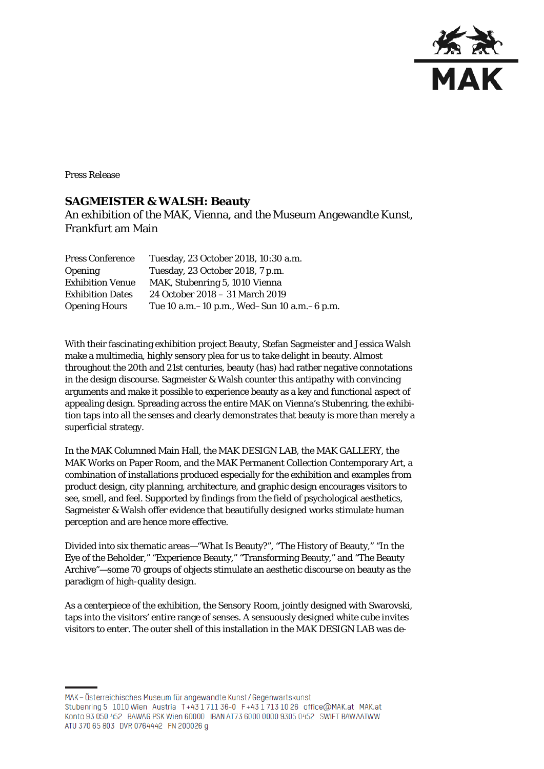Press Release

# SAGMEISTER & WALSH: Beauty

An exhibition of the MAK, Vienna, and the Museum Angewandte Kunst, Frankfurt am Main

| | |
|---|---|
| Press Conference | Tuesday, 23 October 2018, 10:30 a.m. |
| Opening | Tuesday, 23 October 2018, 7 p.m. |
| Exhibition Venue | MAK, Stubenring 5, 1010 Vienna |
| Exhibition Dates | 24 October 2018 – 31 March 2019 |
| Opening Hours | Tue 10 a.m.–10 p.m., Wed–Sun 10 a.m.–6 p.m. |

With their fascinating exhibition project *Beauty*, Stefan Sagmeister and Jessica Walsh make a multimedia, highly sensory plea for us to take delight in beauty. Almost throughout the 20th and 21st centuries, beauty (has) had rather negative connotations in the design discourse. Sagmeister & Walsh counter this antipathy with convincing arguments and make it possible to experience beauty as a key and functional aspect of appealing design. Spreading across the entire MAK on Vienna's Stubenring, the exhibition taps into all the senses and clearly demonstrates that beauty is more than merely a superficial strategy.

In the MAK Columned Main Hall, the MAK DESIGN LAB, the MAK GALLERY, the MAK Works on Paper Room, and the MAK Permanent Collection Contemporary Art, a combination of installations produced especially for the exhibition and examples from product design, city planning, architecture, and graphic design encourages visitors to see, smell, and feel. Supported by findings from the field of psychological aesthetics, Sagmeister & Walsh offer evidence that beautifully designed works stimulate human perception and are hence more effective.

Divided into six thematic areas—"What Is Beauty?", "The History of Beauty," "In the Eye of the Beholder," "Experience Beauty," "Transforming Beauty," and "The Beauty Archive"—some 70 groups of objects stimulate an aesthetic discourse on beauty as the paradigm of high-quality design.

As a centerpiece of the exhibition, the Sensory Room, jointly designed with Swarovski, taps into the visitors' entire range of senses. A sensuously designed white cube invites visitors to enter. The outer shell of this installation in the MAK DESIGN LAB was de-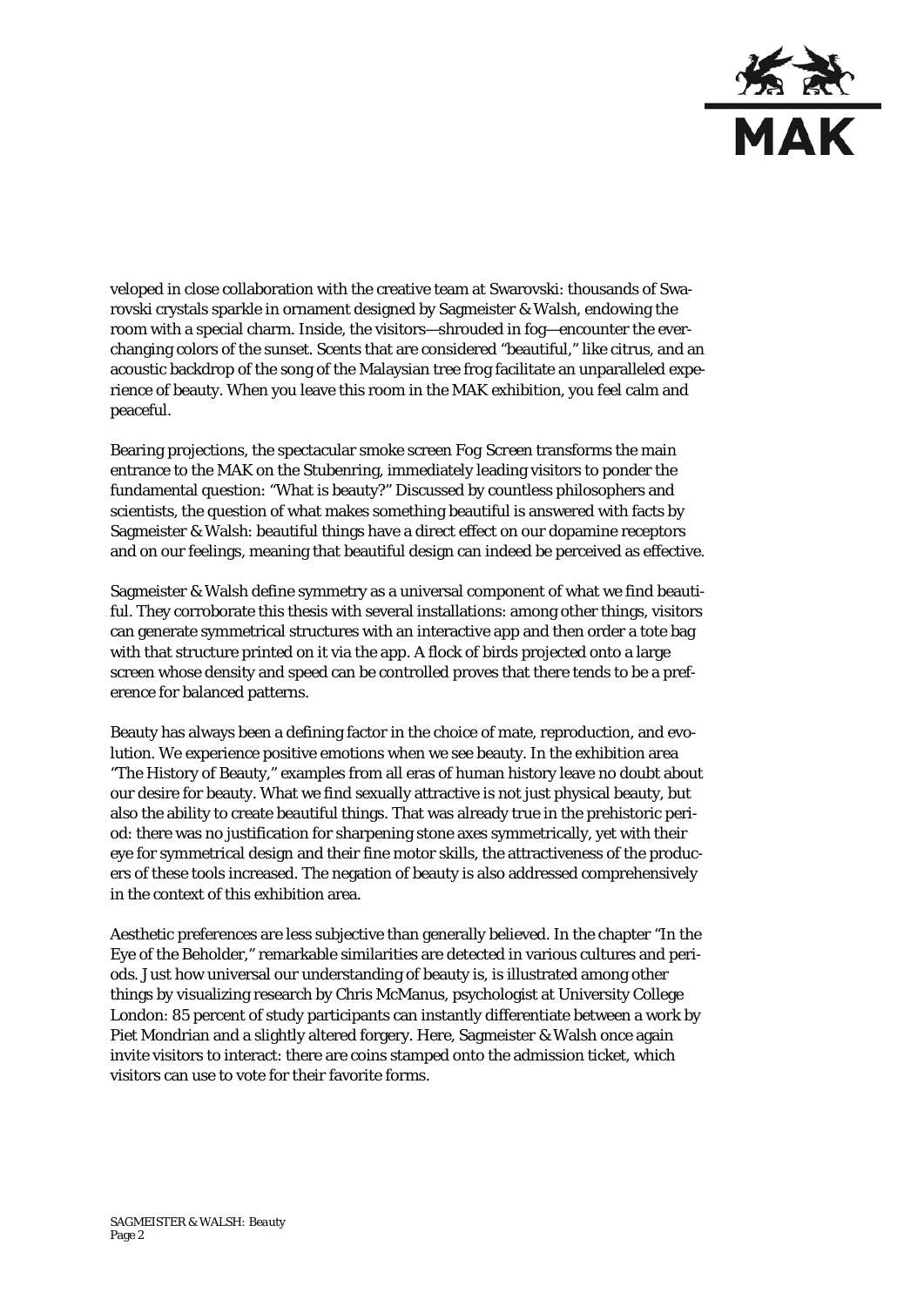veloped in close collaboration with the creative team at Swarovski: thousands of Swarovski crystals sparkle in ornament designed by Sagmeister & Walsh, endowing the room with a special charm. Inside, the visitors—shrouded in fog—encounter the ever-changing colors of the sunset. Scents that are considered "beautiful," like citrus, and an acoustic backdrop of the song of the Malaysian tree frog facilitate an unparalleled experience of beauty. When you leave this room in the MAK exhibition, you feel calm and peaceful.

Bearing projections, the spectacular smoke screen *Fog Screen* transforms the main entrance to the MAK on the Stubenring, immediately leading visitors to ponder the fundamental question: "What is beauty?" Discussed by countless philosophers and scientists, the question of what makes something beautiful is answered with facts by Sagmeister & Walsh: beautiful things have a direct effect on our dopamine receptors and on our feelings, meaning that beautiful design can indeed be perceived as effective.

Sagmeister & Walsh define symmetry as a universal component of what we find beautiful. They corroborate this thesis with several installations: among other things, visitors can generate symmetrical structures with an interactive app and then order a tote bag with that structure printed on it via the app. A flock of birds projected onto a large screen whose density and speed can be controlled proves that there tends to be a preference for balanced patterns.

Beauty has always been a defining factor in the choice of mate, reproduction, and evolution. We experience positive emotions when we see beauty. In the exhibition area "The History of Beauty," examples from all eras of human history leave no doubt about our desire for beauty. What we find sexually attractive is not just physical beauty, but also the ability to create beautiful things. That was already true in the prehistoric period: there was no justification for sharpening stone axes symmetrically, yet with their eye for symmetrical design and their fine motor skills, the attractiveness of the producers of these tools increased. The negation of beauty is also addressed comprehensively in the context of this exhibition area.

Aesthetic preferences are less subjective than generally believed. In the chapter "In the Eye of the Beholder," remarkable similarities are detected in various cultures and periods. Just how universal our understanding of beauty is, is illustrated among other things by visualizing research by Chris McManus, psychologist at University College London: 85 percent of study participants can instantly differentiate between a work by Piet Mondrian and a slightly altered forgery. Here, Sagmeister & Walsh once again invite visitors to interact: there are coins stamped onto the admission ticket, which visitors can use to vote for their favorite forms.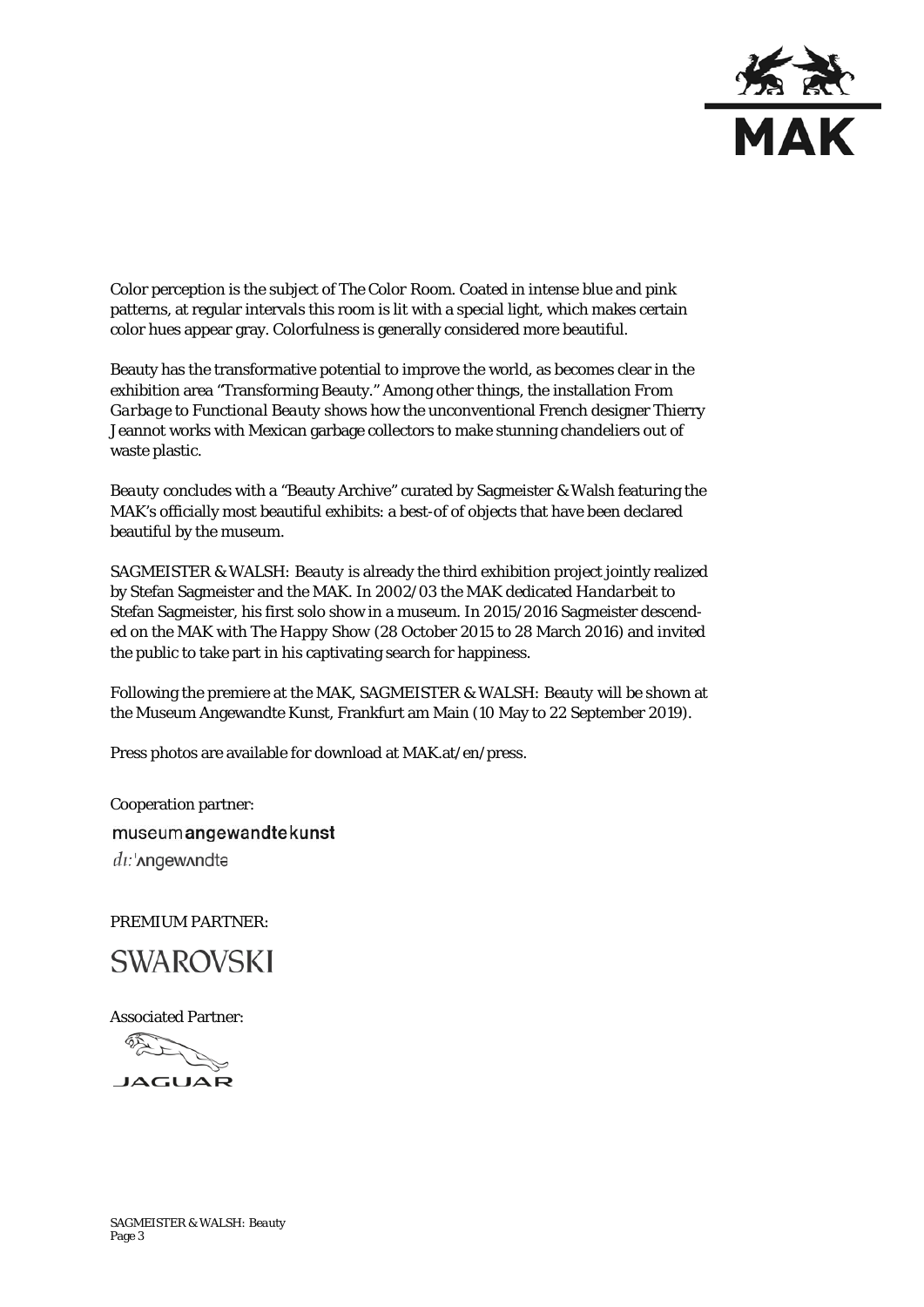Color perception is the subject of The Color Room. Coated in intense blue and pink patterns, at regular intervals this room is lit with a special light, which makes certain color hues appear gray. Colorfulness is generally considered more beautiful.

Beauty has the transformative potential to improve the world, as becomes clear in the exhibition area "Transforming Beauty." Among other things, the installation *From Garbage to Functional Beauty* shows how the unconventional French designer Thierry Jeannot works with Mexican garbage collectors to make stunning chandeliers out of waste plastic.

*Beauty* concludes with a "Beauty Archive" curated by Sagmeister & Walsh featuring the MAK's officially most beautiful exhibits: a best-of of objects that have been declared beautiful by the museum.

SAGMEISTER & WALSH: *Beauty* is already the third exhibition project jointly realized by Stefan Sagmeister and the MAK. In 2002/03 the MAK dedicated *Handarbeit* to Stefan Sagmeister, his first solo show in a museum. In 2015/2016 Sagmeister descended on the MAK with *The Happy Show* (28 October 2015 to 28 March 2016) and invited the public to take part in his captivating search for happiness.

Following the premiere at the MAK, SAGMEISTER & WALSH: *Beauty* will be shown at the Museum Angewandte Kunst, Frankfurt am Main (10 May to 22 September 2019).

Press photos are available for download at MAK.at/en/press.

Cooperation partner:

museum**angewandte**kunst
dı:ˈʌngewʌndtə

PREMIUM PARTNER:

SWAROVSKI

Associated Partner:

JAGUAR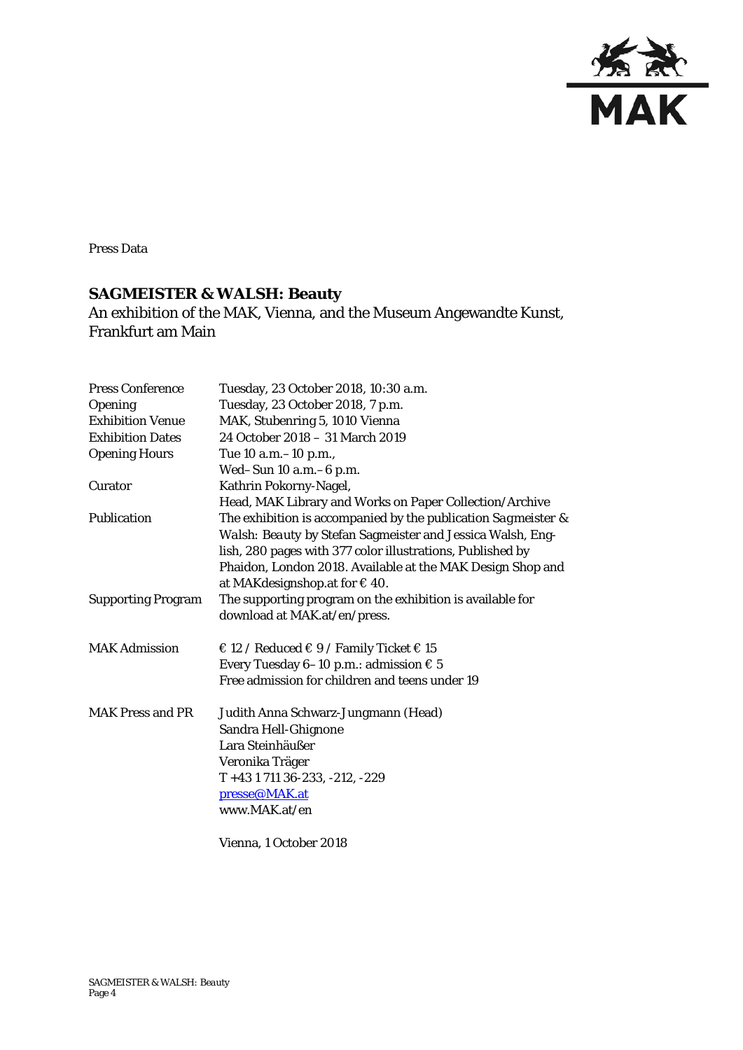Press Data

**SAGMEISTER & WALSH: Beauty**
An exhibition of the MAK, Vienna, and the Museum Angewandte Kunst, Frankfurt am Main

| | |
|---|---|
| Press Conference | Tuesday, 23 October 2018, 10:30 a.m. |
| Opening | Tuesday, 23 October 2018, 7 p.m. |
| Exhibition Venue | MAK, Stubenring 5, 1010 Vienna |
| Exhibition Dates | 24 October 2018 – 31 March 2019 |
| Opening Hours | Tue 10 a.m.–10 p.m., Wed–Sun 10 a.m.–6 p.m. |
| Curator | Kathrin Pokorny-Nagel, Head, MAK Library and Works on Paper Collection/Archive |
| Publication | The exhibition is accompanied by the publication *Sagmeister & Walsh: Beauty* by Stefan Sagmeister and Jessica Walsh, English, 280 pages with 377 color illustrations, Published by Phaidon, London 2018. Available at the MAK Design Shop and at MAKdesignshop.at for € 40. |
| Supporting Program | The supporting program on the exhibition is available for download at MAK.at/en/press. |
| MAK Admission | € 12 / Reduced € 9 / Family Ticket € 15<br>Every Tuesday 6–10 p.m.: admission € 5<br>Free admission for children and teens under 19 |
| MAK Press and PR | Judith Anna Schwarz-Jungmann (Head)<br>Sandra Hell-Ghignone<br>Lara Steinhäußer<br>Veronika Träger<br>T +43 1 711 36-233, -212, -229<br>presse@MAK.at<br>www.MAK.at/en |

Vienna, 1 October 2018